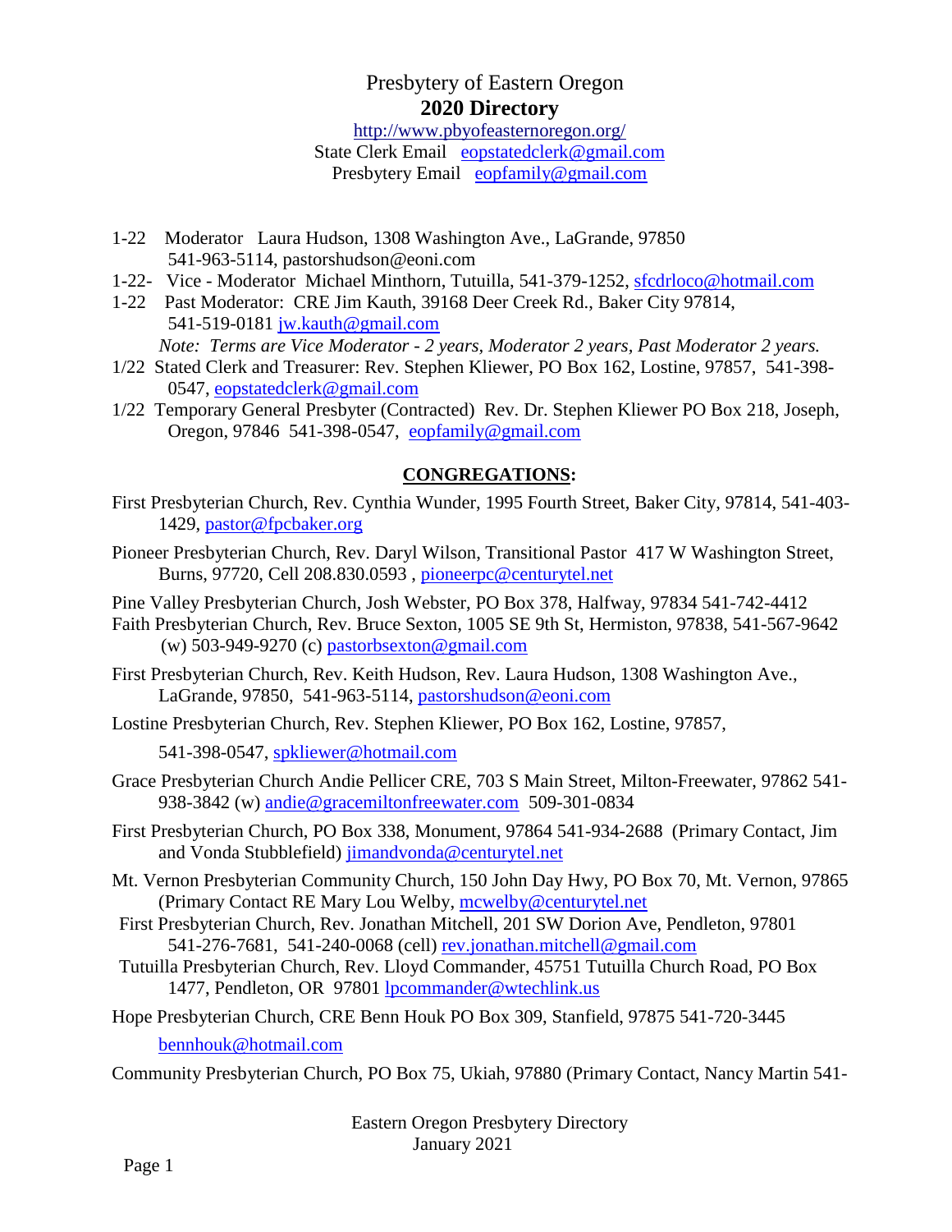# Presbytery of Eastern Oregon

## 2020 Directory

http://www.pbyofeasternoregon.org/
State Clerk Email eopstatedclerk@gmail.com
Presbytery Email eopfamily@gmail.com

1-22 Moderator Laura Hudson, 1308 Washington Ave., LaGrande, 97850
541-963-5114, pastorshudson@eoni.com

1-22- Vice - Moderator Michael Minthorn, Tutuilla, 541-379-1252, sfcdrloco@hotmail.com

1-22 Past Moderator: CRE Jim Kauth, 39168 Deer Creek Rd., Baker City 97814,
541-519-0181 jw.kauth@gmail.com

*Note: Terms are Vice Moderator - 2 years, Moderator 2 years, Past Moderator 2 years.*

1/22 Stated Clerk and Treasurer: Rev. Stephen Kliewer, PO Box 162, Lostine, 97857, 541-398-0547, eopstatedclerk@gmail.com

1/22 Temporary General Presbyter (Contracted) Rev. Dr. Stephen Kliewer PO Box 218, Joseph, Oregon, 97846 541-398-0547, eopfamily@gmail.com

## CONGREGATIONS:

First Presbyterian Church, Rev. Cynthia Wunder, 1995 Fourth Street, Baker City, 97814, 541-403-1429, pastor@fpcbaker.org

Pioneer Presbyterian Church, Rev. Daryl Wilson, Transitional Pastor 417 W Washington Street, Burns, 97720, Cell 208.830.0593 , pioneerpc@centurytel.net

Pine Valley Presbyterian Church, Josh Webster, PO Box 378, Halfway, 97834 541-742-4412

Faith Presbyterian Church, Rev. Bruce Sexton, 1005 SE 9th St, Hermiston, 97838, 541-567-9642 (w) 503-949-9270 (c) pastorbsexton@gmail.com

First Presbyterian Church, Rev. Keith Hudson, Rev. Laura Hudson, 1308 Washington Ave., LaGrande, 97850, 541-963-5114, pastorshudson@eoni.com

Lostine Presbyterian Church, Rev. Stephen Kliewer, PO Box 162, Lostine, 97857,
541-398-0547, spkliewer@hotmail.com

Grace Presbyterian Church Andie Pellicer CRE, 703 S Main Street, Milton-Freewater, 97862 541-938-3842 (w) andie@gracemiltonfreewater.com 509-301-0834

First Presbyterian Church, PO Box 338, Monument, 97864 541-934-2688 (Primary Contact, Jim and Vonda Stubblefield) jimandvonda@centurytel.net

Mt. Vernon Presbyterian Community Church, 150 John Day Hwy, PO Box 70, Mt. Vernon, 97865 (Primary Contact RE Mary Lou Welby, mcwelby@centurytel.net

First Presbyterian Church, Rev. Jonathan Mitchell, 201 SW Dorion Ave, Pendleton, 97801
541-276-7681, 541-240-0068 (cell) rev.jonathan.mitchell@gmail.com

Tutuilla Presbyterian Church, Rev. Lloyd Commander, 45751 Tutuilla Church Road, PO Box 1477, Pendleton, OR 97801 lpcommander@wtechlink.us

Hope Presbyterian Church, CRE Benn Houk PO Box 309, Stanfield, 97875 541-720-3445
bennhouk@hotmail.com

Community Presbyterian Church, PO Box 75, Ukiah, 97880 (Primary Contact, Nancy Martin 541-

Eastern Oregon Presbytery Directory
January 2021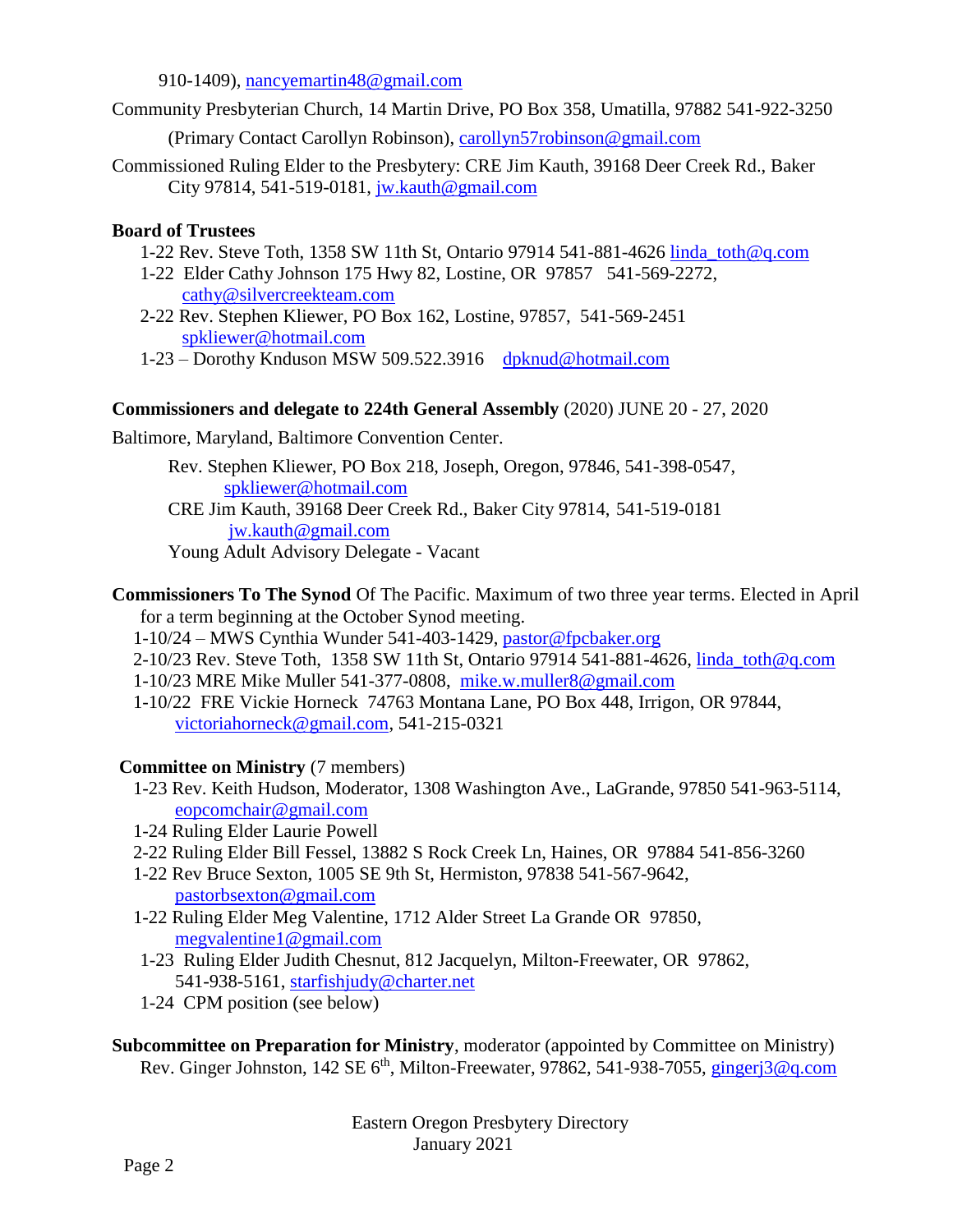910-1409), nancyemartin48@gmail.com

Community Presbyterian Church, 14 Martin Drive, PO Box 358, Umatilla, 97882 541-922-3250 (Primary Contact Carollyn Robinson), carollyn57robinson@gmail.com

Commissioned Ruling Elder to the Presbytery: CRE Jim Kauth, 39168 Deer Creek Rd., Baker City 97814, 541-519-0181, jw.kauth@gmail.com

**Board of Trustees**

1-22 Rev. Steve Toth, 1358 SW 11th St, Ontario 97914 541-881-4626 linda_toth@q.com
1-22 Elder Cathy Johnson 175 Hwy 82, Lostine, OR 97857 541-569-2272, cathy@silvercreekteam.com
2-22 Rev. Stephen Kliewer, PO Box 162, Lostine, 97857, 541-569-2451 spkliewer@hotmail.com
1-23 – Dorothy Knduson MSW 509.522.3916 dpknud@hotmail.com

**Commissioners and delegate to 224th General Assembly** (2020) JUNE 20 - 27, 2020 Baltimore, Maryland, Baltimore Convention Center.

Rev. Stephen Kliewer, PO Box 218, Joseph, Oregon, 97846, 541-398-0547, spkliewer@hotmail.com
CRE Jim Kauth, 39168 Deer Creek Rd., Baker City 97814, 541-519-0181 jw.kauth@gmail.com
Young Adult Advisory Delegate - Vacant

**Commissioners To The Synod** Of The Pacific. Maximum of two three year terms. Elected in April for a term beginning at the October Synod meeting.

1-10/24 – MWS Cynthia Wunder 541-403-1429, pastor@fpcbaker.org
2-10/23 Rev. Steve Toth, 1358 SW 11th St, Ontario 97914 541-881-4626, linda_toth@q.com
1-10/23 MRE Mike Muller 541-377-0808, mike.w.muller8@gmail.com
1-10/22 FRE Vickie Horneck 74763 Montana Lane, PO Box 448, Irrigon, OR 97844, victoriahorneck@gmail.com, 541-215-0321

**Committee on Ministry** (7 members)

1-23 Rev. Keith Hudson, Moderator, 1308 Washington Ave., LaGrande, 97850 541-963-5114, eopcomchair@gmail.com
1-24 Ruling Elder Laurie Powell
2-22 Ruling Elder Bill Fessel, 13882 S Rock Creek Ln, Haines, OR 97884 541-856-3260
1-22 Rev Bruce Sexton, 1005 SE 9th St, Hermiston, 97838 541-567-9642, pastorbsexton@gmail.com
1-22 Ruling Elder Meg Valentine, 1712 Alder Street La Grande OR 97850, megvalentine1@gmail.com
1-23 Ruling Elder Judith Chesnut, 812 Jacquelyn, Milton-Freewater, OR 97862, 541-938-5161, starfishjudy@charter.net
1-24 CPM position (see below)

**Subcommittee on Preparation for Ministry**, moderator (appointed by Committee on Ministry) Rev. Ginger Johnston, 142 SE 6th, Milton-Freewater, 97862, 541-938-7055, gingerj3@q.com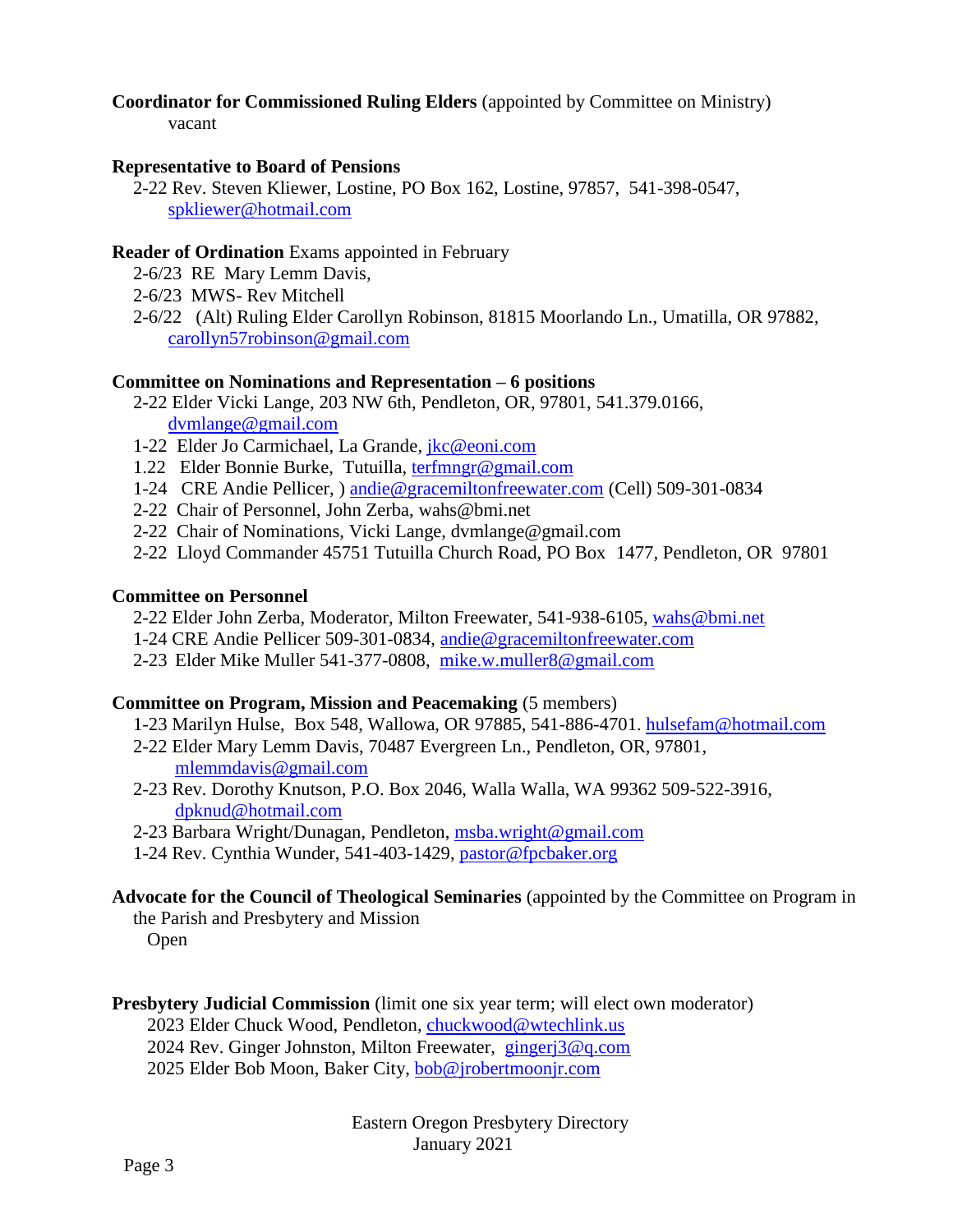**Coordinator for Commissioned Ruling Elders** (appointed by Committee on Ministry)
vacant

**Representative to Board of Pensions**
2-22 Rev. Steven Kliewer, Lostine, PO Box 162, Lostine, 97857, 541-398-0547, spkliewer@hotmail.com

**Reader of Ordination** Exams appointed in February
2-6/23 RE Mary Lemm Davis,
2-6/23 MWS- Rev Mitchell
2-6/22 (Alt) Ruling Elder Carollyn Robinson, 81815 Moorlando Ln., Umatilla, OR 97882, carollyn57robinson@gmail.com

**Committee on Nominations and Representation – 6 positions**
2-22 Elder Vicki Lange, 203 NW 6th, Pendleton, OR, 97801, 541.379.0166, dvmlange@gmail.com
1-22 Elder Jo Carmichael, La Grande, jkc@eoni.com
1.22 Elder Bonnie Burke, Tutuilla, terfmngr@gmail.com
1-24 CRE Andie Pellicer, ) andie@gracemiltonfreewater.com (Cell) 509-301-0834
2-22 Chair of Personnel, John Zerba, wahs@bmi.net
2-22 Chair of Nominations, Vicki Lange, dvmlange@gmail.com
2-22 Lloyd Commander 45751 Tutuilla Church Road, PO Box 1477, Pendleton, OR 97801

**Committee on Personnel**
2-22 Elder John Zerba, Moderator, Milton Freewater, 541-938-6105, wahs@bmi.net
1-24 CRE Andie Pellicer 509-301-0834, andie@gracemiltonfreewater.com
2-23 Elder Mike Muller 541-377-0808, mike.w.muller8@gmail.com

**Committee on Program, Mission and Peacemaking** (5 members)
1-23 Marilyn Hulse, Box 548, Wallowa, OR 97885, 541-886-4701. hulsefam@hotmail.com
2-22 Elder Mary Lemm Davis, 70487 Evergreen Ln., Pendleton, OR, 97801, mlemmdavis@gmail.com
2-23 Rev. Dorothy Knutson, P.O. Box 2046, Walla Walla, WA 99362 509-522-3916, dpknud@hotmail.com
2-23 Barbara Wright/Dunagan, Pendleton, msba.wright@gmail.com
1-24 Rev. Cynthia Wunder, 541-403-1429, pastor@fpcbaker.org

**Advocate for the Council of Theological Seminaries** (appointed by the Committee on Program in the Parish and Presbytery and Mission
Open

**Presbytery Judicial Commission** (limit one six year term; will elect own moderator)
2023 Elder Chuck Wood, Pendleton, chuckwood@wtechlink.us
2024 Rev. Ginger Johnston, Milton Freewater, gingerj3@q.com
2025 Elder Bob Moon, Baker City, bob@jrobertmoonjr.com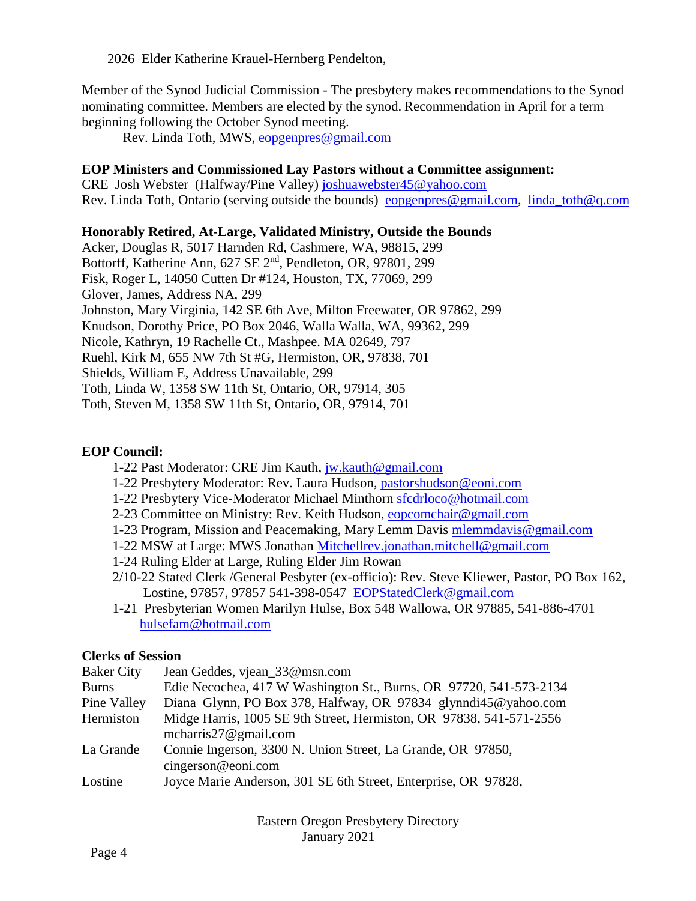2026 Elder Katherine Krauel-Hernberg Pendelton,

Member of the Synod Judicial Commission - The presbytery makes recommendations to the Synod nominating committee. Members are elected by the synod. Recommendation in April for a term beginning following the October Synod meeting.

Rev. Linda Toth, MWS, eopgenpres@gmail.com

**EOP Ministers and Commissioned Lay Pastors without a Committee assignment:**

CRE Josh Webster (Halfway/Pine Valley) joshuawebster45@yahoo.com
Rev. Linda Toth, Ontario (serving outside the bounds) eopgenpres@gmail.com, linda_toth@q.com

**Honorably Retired, At-Large, Validated Ministry, Outside the Bounds**

Acker, Douglas R, 5017 Harnden Rd, Cashmere, WA, 98815, 299
Bottorff, Katherine Ann, 627 SE 2nd, Pendleton, OR, 97801, 299
Fisk, Roger L, 14050 Cutten Dr #124, Houston, TX, 77069, 299
Glover, James, Address NA, 299
Johnston, Mary Virginia, 142 SE 6th Ave, Milton Freewater, OR 97862, 299
Knudson, Dorothy Price, PO Box 2046, Walla Walla, WA, 99362, 299
Nicole, Kathryn, 19 Rachelle Ct., Mashpee. MA 02649, 797
Ruehl, Kirk M, 655 NW 7th St #G, Hermiston, OR, 97838, 701
Shields, William E, Address Unavailable, 299
Toth, Linda W, 1358 SW 11th St, Ontario, OR, 97914, 305
Toth, Steven M, 1358 SW 11th St, Ontario, OR, 97914, 701

**EOP Council:**

- 1-22 Past Moderator: CRE Jim Kauth, jw.kauth@gmail.com
- 1-22 Presbytery Moderator: Rev. Laura Hudson, pastorshudson@eoni.com
- 1-22 Presbytery Vice-Moderator Michael Minthorn sfcdrloco@hotmail.com
- 2-23 Committee on Ministry: Rev. Keith Hudson, eopcomchair@gmail.com
- 1-23 Program, Mission and Peacemaking, Mary Lemm Davis mlemmdavis@gmail.com
- 1-22 MSW at Large: MWS Jonathan Mitchellrev.jonathan.mitchell@gmail.com
- 1-24 Ruling Elder at Large, Ruling Elder Jim Rowan
- 2/10-22 Stated Clerk /General Pesbyter (ex-officio): Rev. Steve Kliewer, Pastor, PO Box 162, Lostine, 97857, 97857 541-398-0547 EOPStatedClerk@gmail.com
- 1-21 Presbyterian Women Marilyn Hulse, Box 548 Wallowa, OR 97885, 541-886-4701 hulsefam@hotmail.com

**Clerks of Session**

| | |
|---|---|
| Baker City | Jean Geddes, vjean_33@msn.com |
| Burns | Edie Necochea, 417 W Washington St., Burns, OR 97720, 541-573-2134 |
| Pine Valley | Diana Glynn, PO Box 378, Halfway, OR 97834 glynndi45@yahoo.com |
| Hermiston | Midge Harris, 1005 SE 9th Street, Hermiston, OR 97838, 541-571-2556 mcharris27@gmail.com |
| La Grande | Connie Ingerson, 3300 N. Union Street, La Grande, OR 97850, cingerson@eoni.com |
| Lostine | Joyce Marie Anderson, 301 SE 6th Street, Enterprise, OR 97828, |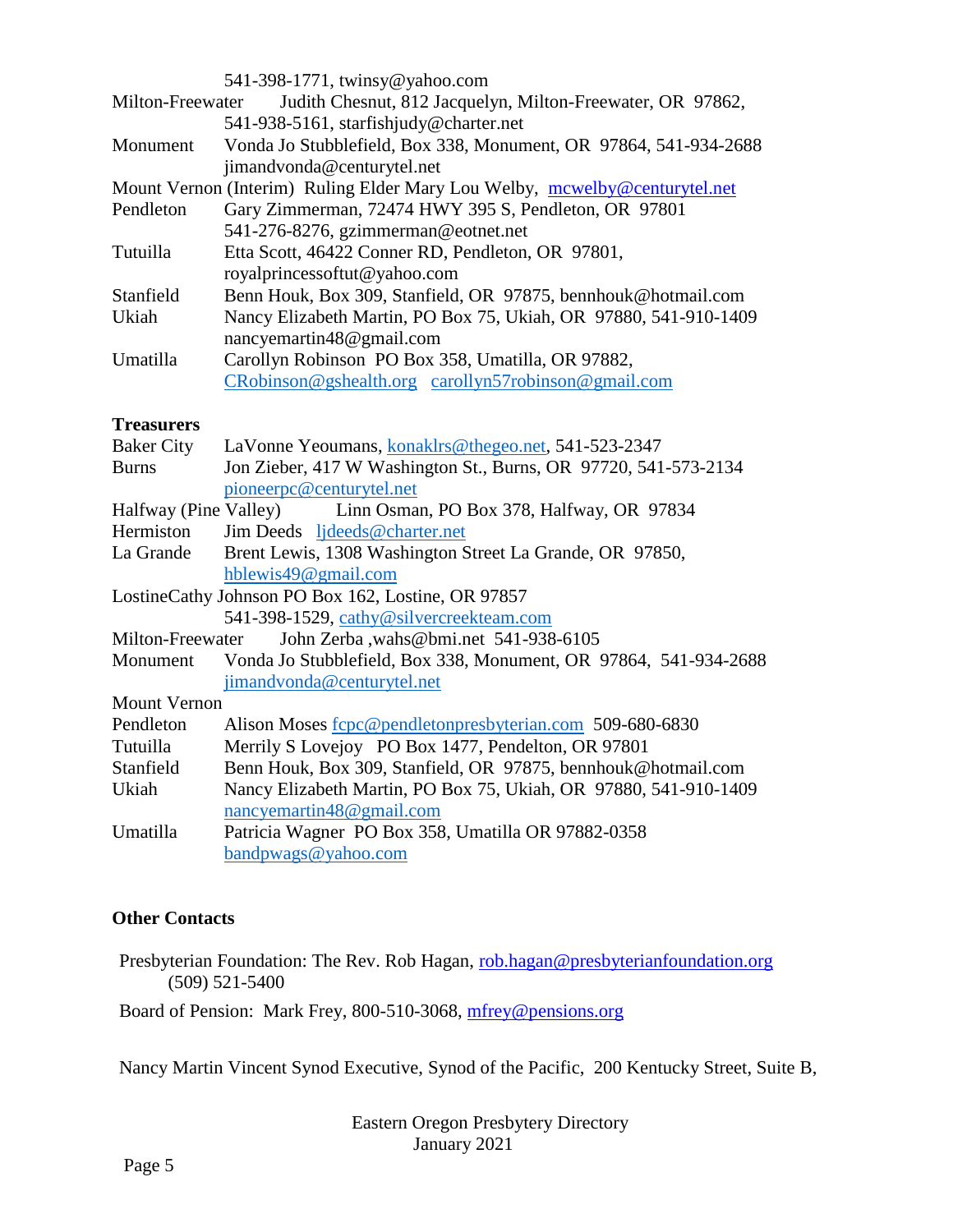541-398-1771, twinsy@yahoo.com

Milton-Freewater Judith Chesnut, 812 Jacquelyn, Milton-Freewater, OR 97862, 541-938-5161, starfishjudy@charter.net

Monument Vonda Jo Stubblefield, Box 338, Monument, OR 97864, 541-934-2688 jimandvonda@centurytel.net

Mount Vernon (Interim) Ruling Elder Mary Lou Welby, mcwelby@centurytel.net

Pendleton Gary Zimmerman, 72474 HWY 395 S, Pendleton, OR 97801 541-276-8276, gzimmerman@eotnet.net

Tutuilla Etta Scott, 46422 Conner RD, Pendleton, OR 97801, royalprincessoftut@yahoo.com

Stanfield Benn Houk, Box 309, Stanfield, OR 97875, bennhouk@hotmail.com

Ukiah Nancy Elizabeth Martin, PO Box 75, Ukiah, OR 97880, 541-910-1409 nancyemartin48@gmail.com

Umatilla Carollyn Robinson PO Box 358, Umatilla, OR 97882, CRobinson@gshealth.org carollyn57robinson@gmail.com

**Treasurers**

Baker City LaVonne Yeoumans, konaklrs@thegeo.net, 541-523-2347

Burns Jon Zieber, 417 W Washington St., Burns, OR 97720, 541-573-2134 pioneerpc@centurytel.net

Halfway (Pine Valley) Linn Osman, PO Box 378, Halfway, OR 97834

Hermiston Jim Deeds ljdeeds@charter.net

La Grande Brent Lewis, 1308 Washington Street La Grande, OR 97850, hblewis49@gmail.com

LostineCathy Johnson PO Box 162, Lostine, OR 97857 541-398-1529, cathy@silvercreekteam.com

Milton-Freewater John Zerba ,wahs@bmi.net 541-938-6105

Monument Vonda Jo Stubblefield, Box 338, Monument, OR 97864, 541-934-2688 jimandvonda@centurytel.net

Mount Vernon

Pendleton Alison Moses fcpc@pendletonpresbyterian.com 509-680-6830

Tutuilla Merrily S Lovejoy PO Box 1477, Pendelton, OR 97801

Stanfield Benn Houk, Box 309, Stanfield, OR 97875, bennhouk@hotmail.com

Ukiah Nancy Elizabeth Martin, PO Box 75, Ukiah, OR 97880, 541-910-1409 nancyemartin48@gmail.com

Umatilla Patricia Wagner PO Box 358, Umatilla OR 97882-0358 bandpwags@yahoo.com

**Other Contacts**

Presbyterian Foundation: The Rev. Rob Hagan, rob.hagan@presbyterianfoundation.org (509) 521-5400

Board of Pension: Mark Frey, 800-510-3068, mfrey@pensions.org

Nancy Martin Vincent Synod Executive, Synod of the Pacific, 200 Kentucky Street, Suite B,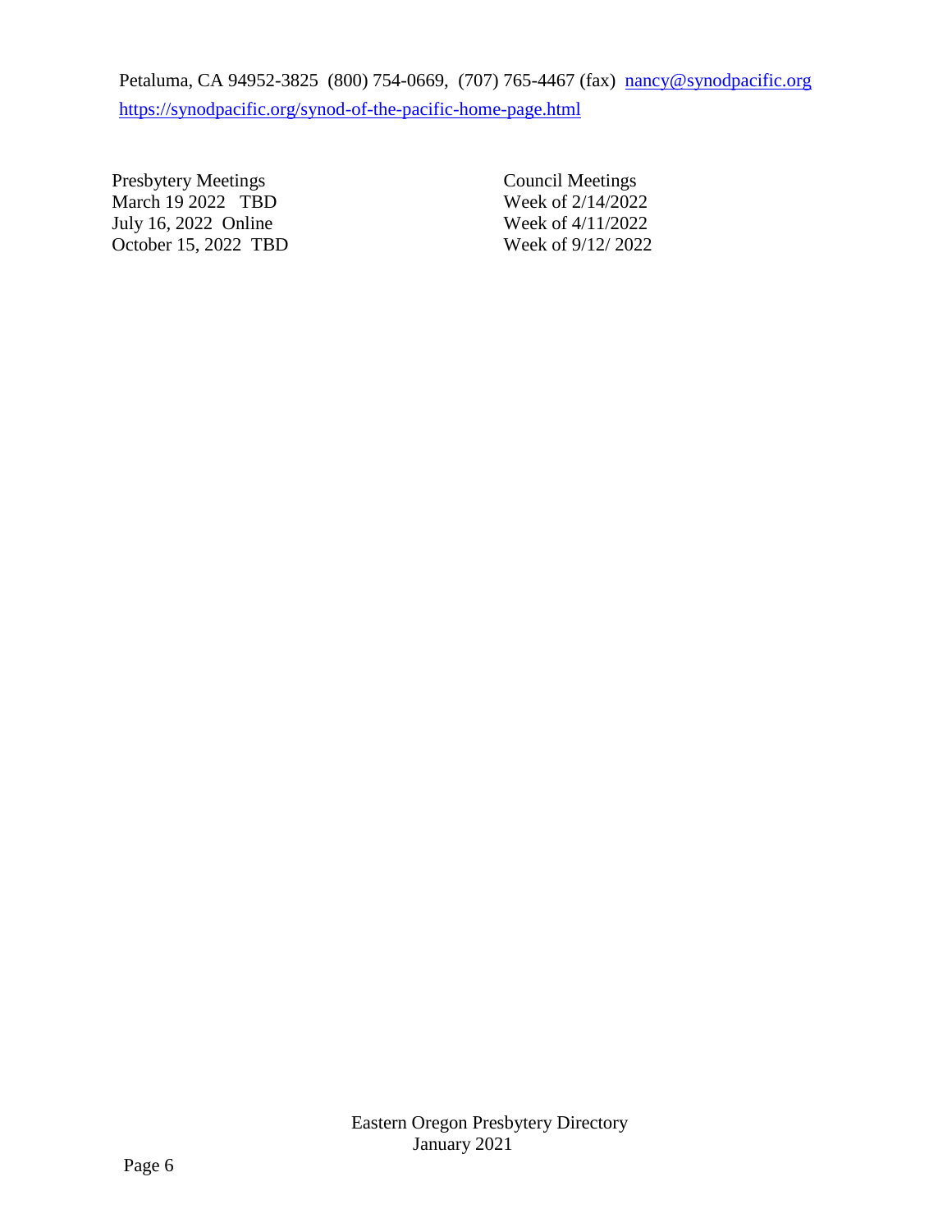Petaluma, CA 94952-3825 (800) 754-0669, (707) 765-4467 (fax) nancy@synodpacific.org
https://synodpacific.org/synod-of-the-pacific-home-page.html

| Presbytery Meetings | Council Meetings |
|---|---|
| March 19 2022 TBD | Week of 2/14/2022 |
| July 16, 2022 Online | Week of 4/11/2022 |
| October 15, 2022 TBD | Week of 9/12/ 2022 |